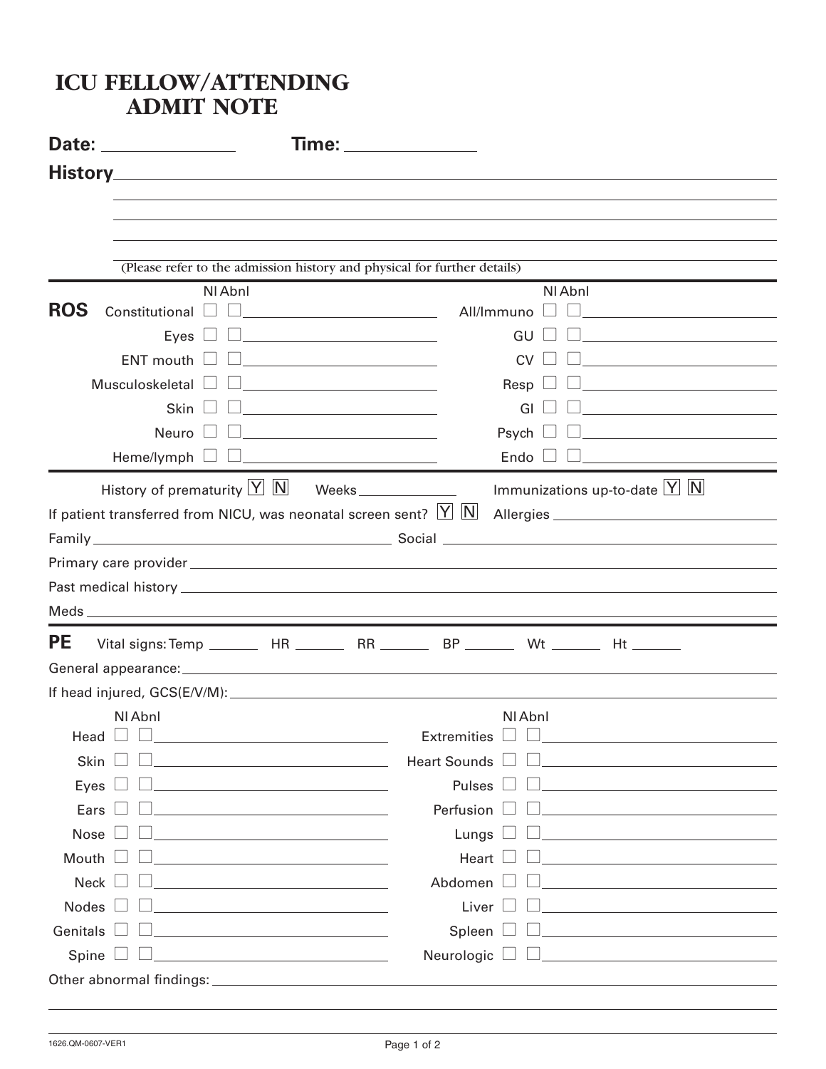# ICU FELLOW/ATTENDING ADMIT NOTE

**Date:** ______________ **Time:** ______________

**History** ____________________________________________

(Please refer to the admission history and physical for further details)

## ROS

| | Nl | Abnl | | | Nl | Abnl | |
|---|---|---|---|---|---|---|---|
| Constitutional | ☐ | ☐ | | All/Immuno | ☐ | ☐ | |
| Eyes | ☐ | ☐ | | GU | ☐ | ☐ | |
| ENT mouth | ☐ | ☐ | | CV | ☐ | ☐ | |
| Musculoskeletal | ☐ | ☐ | | Resp | ☐ | ☐ | |
| Skin | ☐ | ☐ | | GI | ☐ | ☐ | |
| Neuro | ☐ | ☐ | | Psych | ☐ | ☐ | |
| Heme/lymph | ☐ | ☐ | | Endo | ☐ | ☐ | |

History of prematurity [Y] [N] Weeks ____________ Immunizations up-to-date [Y] [N]

If patient transferred from NICU, was neonatal screen sent? [Y] [N] Allergies ____________

Family ____________ Social ____________

Primary care provider ____________

Past medical history ____________

Meds ____________

## PE

Vital signs: Temp ______ HR ______ RR ______ BP ______ Wt ______ Ht ______

General appearance: ____________

If head injured, GCS(E/V/M): ____________

| | Nl | Abnl | | | Nl | Abnl | |
|---|---|---|---|---|---|---|---|
| Head | ☐ | ☐ | | Extremities | ☐ | ☐ | |
| Skin | ☐ | ☐ | | Heart Sounds | ☐ | ☐ | |
| Eyes | ☐ | ☐ | | Pulses | ☐ | ☐ | |
| Ears | ☐ | ☐ | | Perfusion | ☐ | ☐ | |
| Nose | ☐ | ☐ | | Lungs | ☐ | ☐ | |
| Mouth | ☐ | ☐ | | Heart | ☐ | ☐ | |
| Neck | ☐ | ☐ | | Abdomen | ☐ | ☐ | |
| Nodes | ☐ | ☐ | | Liver | ☐ | ☐ | |
| Genitals | ☐ | ☐ | | Spleen | ☐ | ☐ | |
| Spine | ☐ | ☐ | | Neurologic | ☐ | ☐ | |

Other abnormal findings: ____________

1626.QM-0607-VER1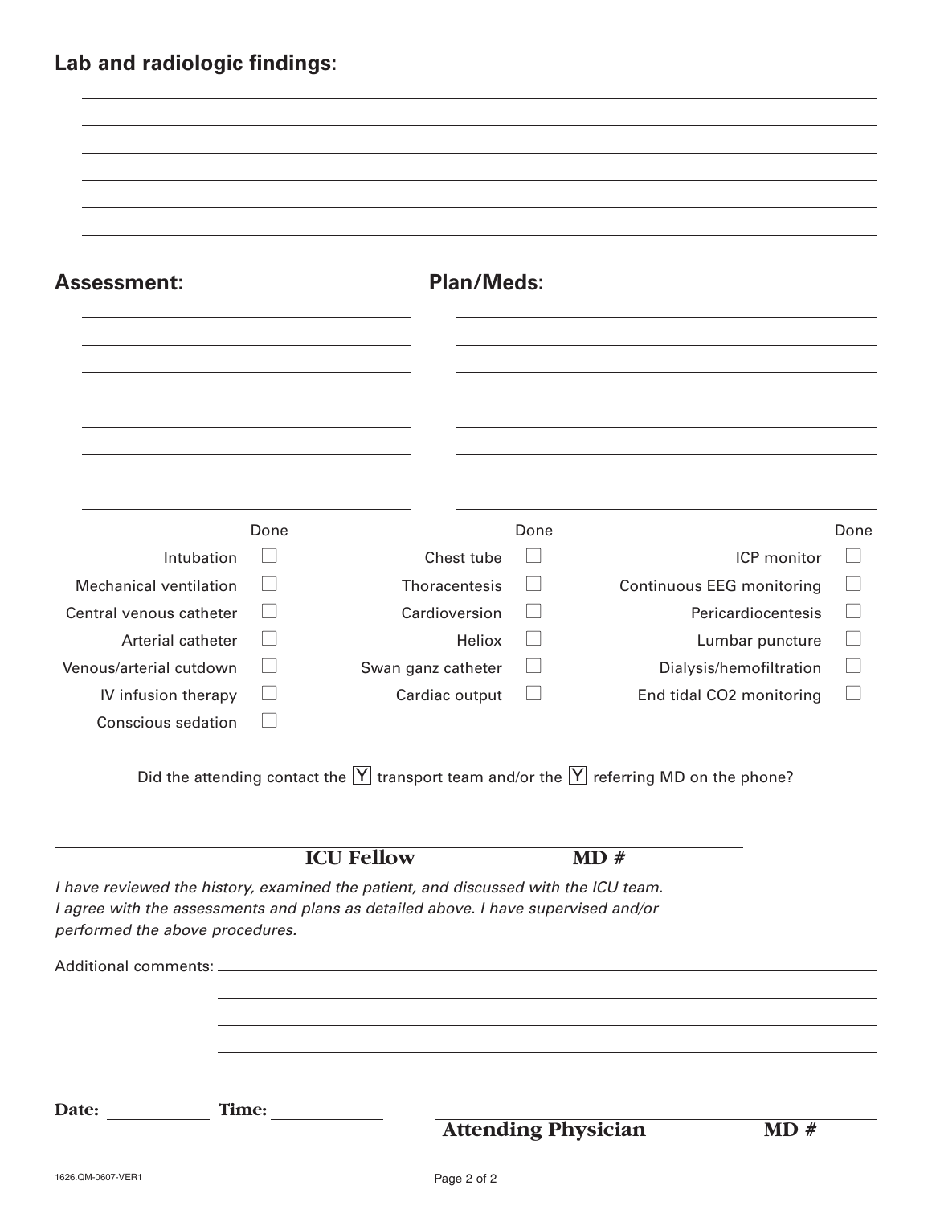## Lab and radiologic findings:

______________________________________________________________________

______________________________________________________________________

______________________________________________________________________

______________________________________________________________________

______________________________________________________________________

## Assessment:

______________________________________________________________________

______________________________________________________________________

______________________________________________________________________

______________________________________________________________________

______________________________________________________________________

______________________________________________________________________

______________________________________________________________________

## Plan/Meds:

______________________________________________________________________

______________________________________________________________________

______________________________________________________________________

______________________________________________________________________

______________________________________________________________________

______________________________________________________________________

______________________________________________________________________

| | Done | | Done | | Done |
|---|---|---|---|---|---|
| Intubation | ☐ | Chest tube | ☐ | ICP monitor | ☐ |
| Mechanical ventilation | ☐ | Thoracentesis | ☐ | Continuous EEG monitoring | ☐ |
| Central venous catheter | ☐ | Cardioversion | ☐ | Pericardiocentesis | ☐ |
| Arterial catheter | ☐ | Heliox | ☐ | Lumbar puncture | ☐ |
| Venous/arterial cutdown | ☐ | Swan ganz catheter | ☐ | Dialysis/hemofiltration | ☐ |
| IV infusion therapy | ☐ | Cardiac output | ☐ | End tidal CO2 monitoring | ☐ |
| Conscious sedation | ☐ | | | | |

Did the attending contact the [Y] transport team and/or the [Y] referring MD on the phone?

______________________________________________________________________

**ICU Fellow** **MD #**

*I have reviewed the history, examined the patient, and discussed with the ICU team. I agree with the assessments and plans as detailed above. I have supervised and/or performed the above procedures.*

Additional comments: ______________________________________________________________________

______________________________________________________________________

______________________________________________________________________

______________________________________________________________________

**Date:** ____________ **Time:** ____________

______________________________________________________________________

**Attending Physician** **MD #**

1626.QM-0607-VER1